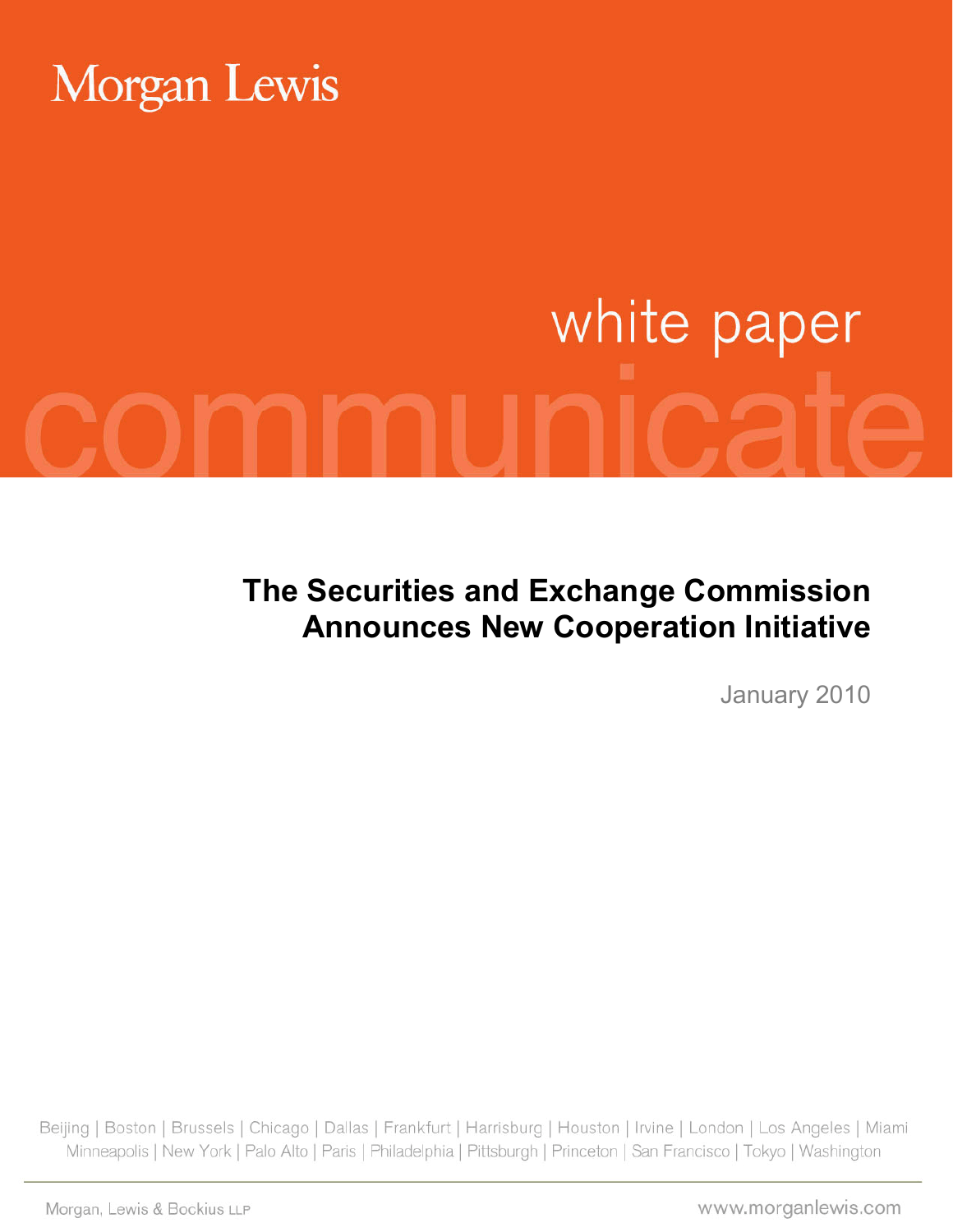Morgan Lewis

white paper

communicate

# The Securities and Exchange Commission Announces New Cooperation Initiative

January 2010

Beijing | Boston | Brussels | Chicago | Dallas | Frankfurt | Harrisburg | Houston | Irvine | London | Los Angeles | Miami
Minneapolis | New York | Palo Alto | Paris | Philadelphia | Pittsburgh | Princeton | San Francisco | Tokyo | Washington

Morgan, Lewis & Bockius LLP

www.morganlewis.com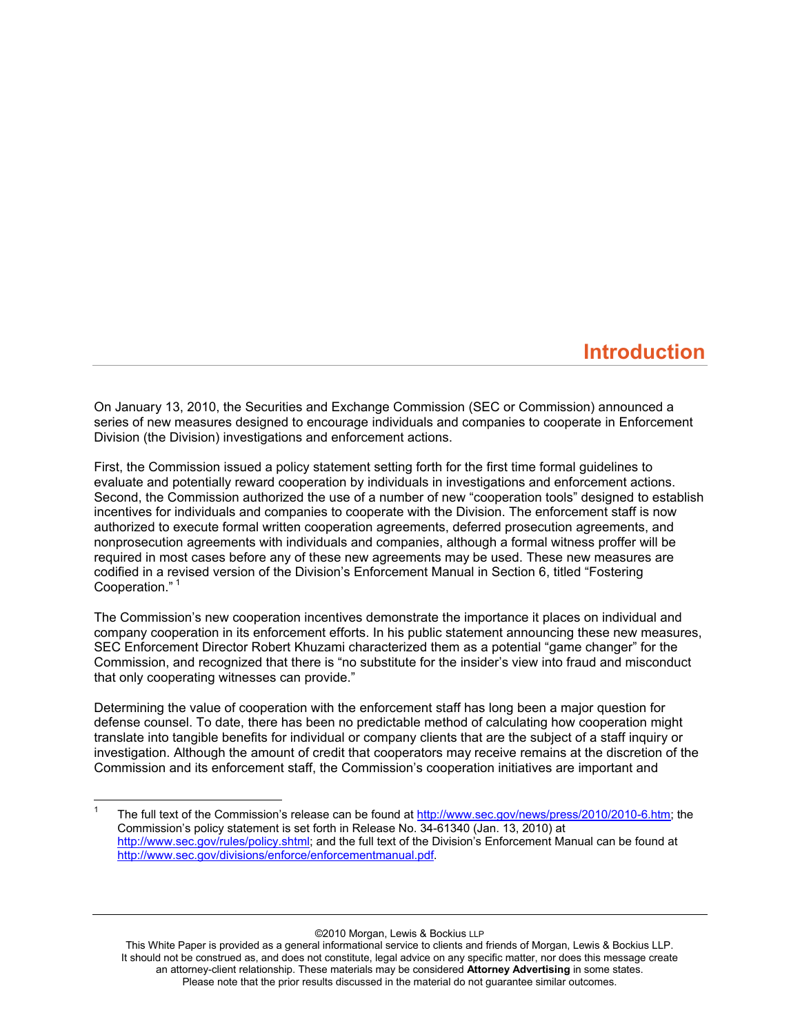# Introduction

On January 13, 2010, the Securities and Exchange Commission (SEC or Commission) announced a series of new measures designed to encourage individuals and companies to cooperate in Enforcement Division (the Division) investigations and enforcement actions.

First, the Commission issued a policy statement setting forth for the first time formal guidelines to evaluate and potentially reward cooperation by individuals in investigations and enforcement actions. Second, the Commission authorized the use of a number of new "cooperation tools" designed to establish incentives for individuals and companies to cooperate with the Division. The enforcement staff is now authorized to execute formal written cooperation agreements, deferred prosecution agreements, and nonprosecution agreements with individuals and companies, although a formal witness proffer will be required in most cases before any of these new agreements may be used. These new measures are codified in a revised version of the Division's Enforcement Manual in Section 6, titled "Fostering Cooperation." [1]

The Commission's new cooperation incentives demonstrate the importance it places on individual and company cooperation in its enforcement efforts. In his public statement announcing these new measures, SEC Enforcement Director Robert Khuzami characterized them as a potential "game changer" for the Commission, and recognized that there is "no substitute for the insider's view into fraud and misconduct that only cooperating witnesses can provide."

Determining the value of cooperation with the enforcement staff has long been a major question for defense counsel. To date, there has been no predictable method of calculating how cooperation might translate into tangible benefits for individual or company clients that are the subject of a staff inquiry or investigation. Although the amount of credit that cooperators may receive remains at the discretion of the Commission and its enforcement staff, the Commission's cooperation initiatives are important and

---

[1] The full text of the Commission's release can be found at http://www.sec.gov/news/press/2010/2010-6.htm; the Commission's policy statement is set forth in Release No. 34-61340 (Jan. 13, 2010) at http://www.sec.gov/rules/policy.shtml; and the full text of the Division's Enforcement Manual can be found at http://www.sec.gov/divisions/enforce/enforcementmanual.pdf.

©2010 Morgan, Lewis & Bockius LLP

This White Paper is provided as a general informational service to clients and friends of Morgan, Lewis & Bockius LLP. It should not be construed as, and does not constitute, legal advice on any specific matter, nor does this message create an attorney-client relationship. These materials may be considered **Attorney Advertising** in some states. Please note that the prior results discussed in the material do not guarantee similar outcomes.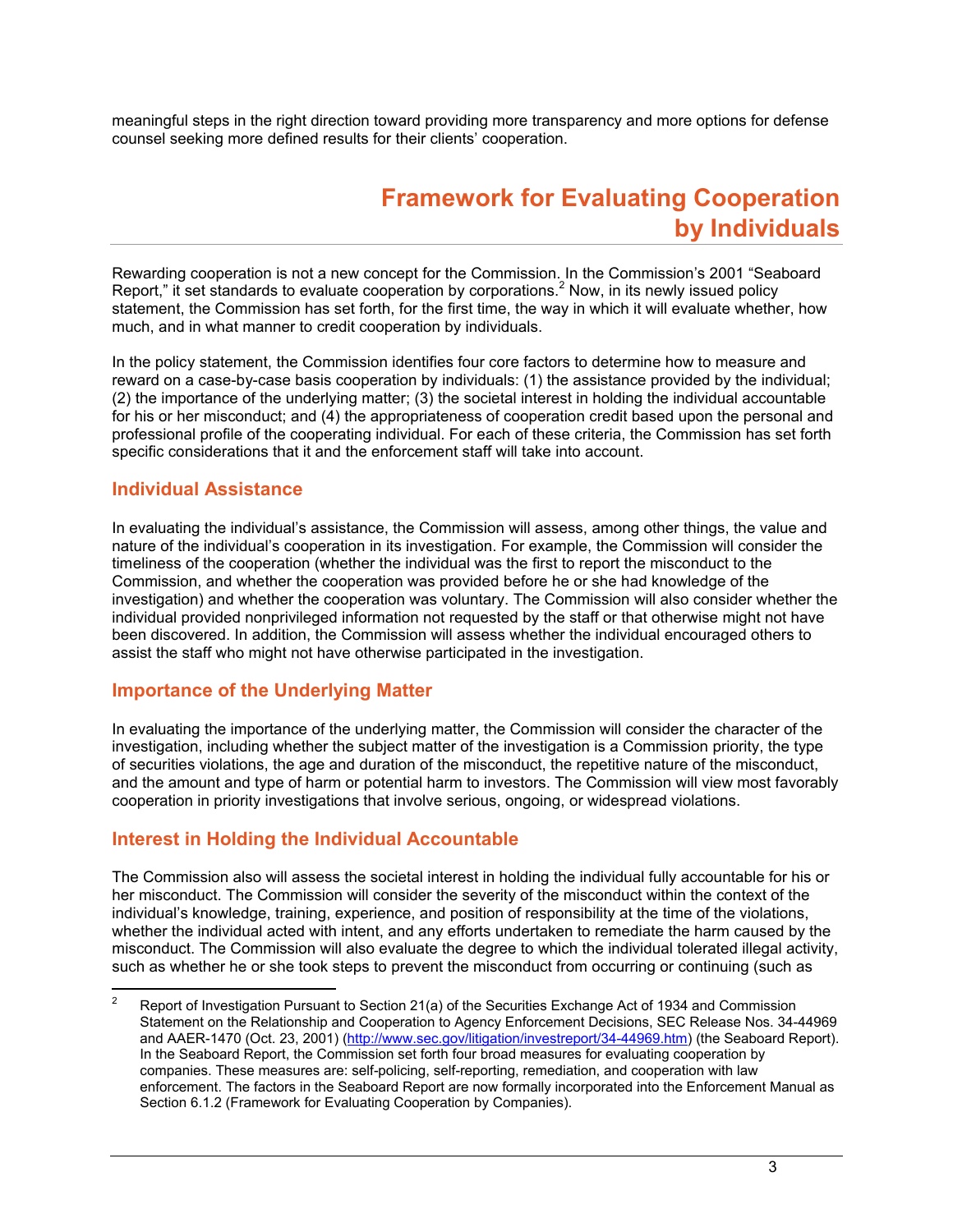meaningful steps in the right direction toward providing more transparency and more options for defense counsel seeking more defined results for their clients' cooperation.

# Framework for Evaluating Cooperation by Individuals

Rewarding cooperation is not a new concept for the Commission. In the Commission's 2001 "Seaboard Report," it set standards to evaluate cooperation by corporations.[2] Now, in its newly issued policy statement, the Commission has set forth, for the first time, the way in which it will evaluate whether, how much, and in what manner to credit cooperation by individuals.

In the policy statement, the Commission identifies four core factors to determine how to measure and reward on a case-by-case basis cooperation by individuals: (1) the assistance provided by the individual; (2) the importance of the underlying matter; (3) the societal interest in holding the individual accountable for his or her misconduct; and (4) the appropriateness of cooperation credit based upon the personal and professional profile of the cooperating individual. For each of these criteria, the Commission has set forth specific considerations that it and the enforcement staff will take into account.

## Individual Assistance

In evaluating the individual's assistance, the Commission will assess, among other things, the value and nature of the individual's cooperation in its investigation. For example, the Commission will consider the timeliness of the cooperation (whether the individual was the first to report the misconduct to the Commission, and whether the cooperation was provided before he or she had knowledge of the investigation) and whether the cooperation was voluntary. The Commission will also consider whether the individual provided nonprivileged information not requested by the staff or that otherwise might not have been discovered. In addition, the Commission will assess whether the individual encouraged others to assist the staff who might not have otherwise participated in the investigation.

## Importance of the Underlying Matter

In evaluating the importance of the underlying matter, the Commission will consider the character of the investigation, including whether the subject matter of the investigation is a Commission priority, the type of securities violations, the age and duration of the misconduct, the repetitive nature of the misconduct, and the amount and type of harm or potential harm to investors. The Commission will view most favorably cooperation in priority investigations that involve serious, ongoing, or widespread violations.

## Interest in Holding the Individual Accountable

The Commission also will assess the societal interest in holding the individual fully accountable for his or her misconduct. The Commission will consider the severity of the misconduct within the context of the individual's knowledge, training, experience, and position of responsibility at the time of the violations, whether the individual acted with intent, and any efforts undertaken to remediate the harm caused by the misconduct. The Commission will also evaluate the degree to which the individual tolerated illegal activity, such as whether he or she took steps to prevent the misconduct from occurring or continuing (such as

---

[2] Report of Investigation Pursuant to Section 21(a) of the Securities Exchange Act of 1934 and Commission Statement on the Relationship and Cooperation to Agency Enforcement Decisions, SEC Release Nos. 34-44969 and AAER-1470 (Oct. 23, 2001) (http://www.sec.gov/litigation/investreport/34-44969.htm) (the Seaboard Report). In the Seaboard Report, the Commission set forth four broad measures for evaluating cooperation by companies. These measures are: self-policing, self-reporting, remediation, and cooperation with law enforcement. The factors in the Seaboard Report are now formally incorporated into the Enforcement Manual as Section 6.1.2 (Framework for Evaluating Cooperation by Companies).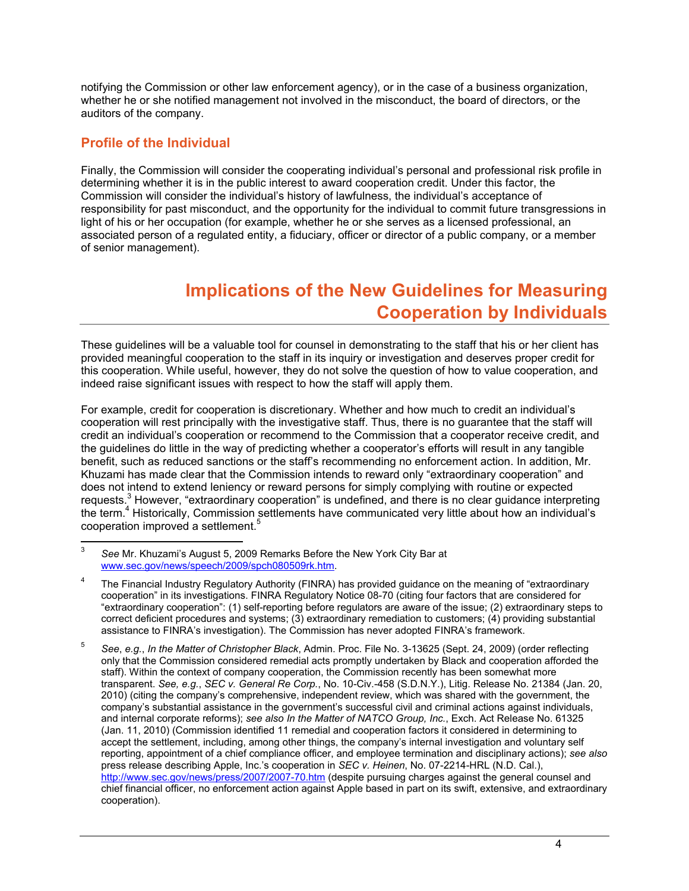notifying the Commission or other law enforcement agency), or in the case of a business organization, whether he or she notified management not involved in the misconduct, the board of directors, or the auditors of the company.

### Profile of the Individual

Finally, the Commission will consider the cooperating individual's personal and professional risk profile in determining whether it is in the public interest to award cooperation credit. Under this factor, the Commission will consider the individual's history of lawfulness, the individual's acceptance of responsibility for past misconduct, and the opportunity for the individual to commit future transgressions in light of his or her occupation (for example, whether he or she serves as a licensed professional, an associated person of a regulated entity, a fiduciary, officer or director of a public company, or a member of senior management).

## Implications of the New Guidelines for Measuring Cooperation by Individuals

These guidelines will be a valuable tool for counsel in demonstrating to the staff that his or her client has provided meaningful cooperation to the staff in its inquiry or investigation and deserves proper credit for this cooperation. While useful, however, they do not solve the question of how to value cooperation, and indeed raise significant issues with respect to how the staff will apply them.

For example, credit for cooperation is discretionary. Whether and how much to credit an individual's cooperation will rest principally with the investigative staff. Thus, there is no guarantee that the staff will credit an individual's cooperation or recommend to the Commission that a cooperator receive credit, and the guidelines do little in the way of predicting whether a cooperator's efforts will result in any tangible benefit, such as reduced sanctions or the staff's recommending no enforcement action. In addition, Mr. Khuzami has made clear that the Commission intends to reward only "extraordinary cooperation" and does not intend to extend leniency or reward persons for simply complying with routine or expected requests.[3] However, "extraordinary cooperation" is undefined, and there is no clear guidance interpreting the term.[4] Historically, Commission settlements have communicated very little about how an individual's cooperation improved a settlement.[5]

---

[3] *See* Mr. Khuzami's August 5, 2009 Remarks Before the New York City Bar at www.sec.gov/news/speech/2009/spch080509rk.htm.

[4] The Financial Industry Regulatory Authority (FINRA) has provided guidance on the meaning of "extraordinary cooperation" in its investigations. FINRA Regulatory Notice 08-70 (citing four factors that are considered for "extraordinary cooperation": (1) self-reporting before regulators are aware of the issue; (2) extraordinary steps to correct deficient procedures and systems; (3) extraordinary remediation to customers; (4) providing substantial assistance to FINRA's investigation). The Commission has never adopted FINRA's framework.

[5] *See*, *e.g.*, *In the Matter of Christopher Black*, Admin. Proc. File No. 3-13625 (Sept. 24, 2009) (order reflecting only that the Commission considered remedial acts promptly undertaken by Black and cooperation afforded the staff). Within the context of company cooperation, the Commission recently has been somewhat more transparent. *See, e.g.*, *SEC v. General Re Corp.*, No. 10-Civ.-458 (S.D.N.Y.), Litig. Release No. 21384 (Jan. 20, 2010) (citing the company's comprehensive, independent review, which was shared with the government, the company's substantial assistance in the government's successful civil and criminal actions against individuals, and internal corporate reforms); *see also In the Matter of NATCO Group, Inc.*, Exch. Act Release No. 61325 (Jan. 11, 2010) (Commission identified 11 remedial and cooperation factors it considered in determining to accept the settlement, including, among other things, the company's internal investigation and voluntary self reporting, appointment of a chief compliance officer, and employee termination and disciplinary actions); *see also* press release describing Apple, Inc.'s cooperation in *SEC v. Heinen*, No. 07-2214-HRL (N.D. Cal.), http://www.sec.gov/news/press/2007/2007-70.htm (despite pursuing charges against the general counsel and chief financial officer, no enforcement action against Apple based in part on its swift, extensive, and extraordinary cooperation).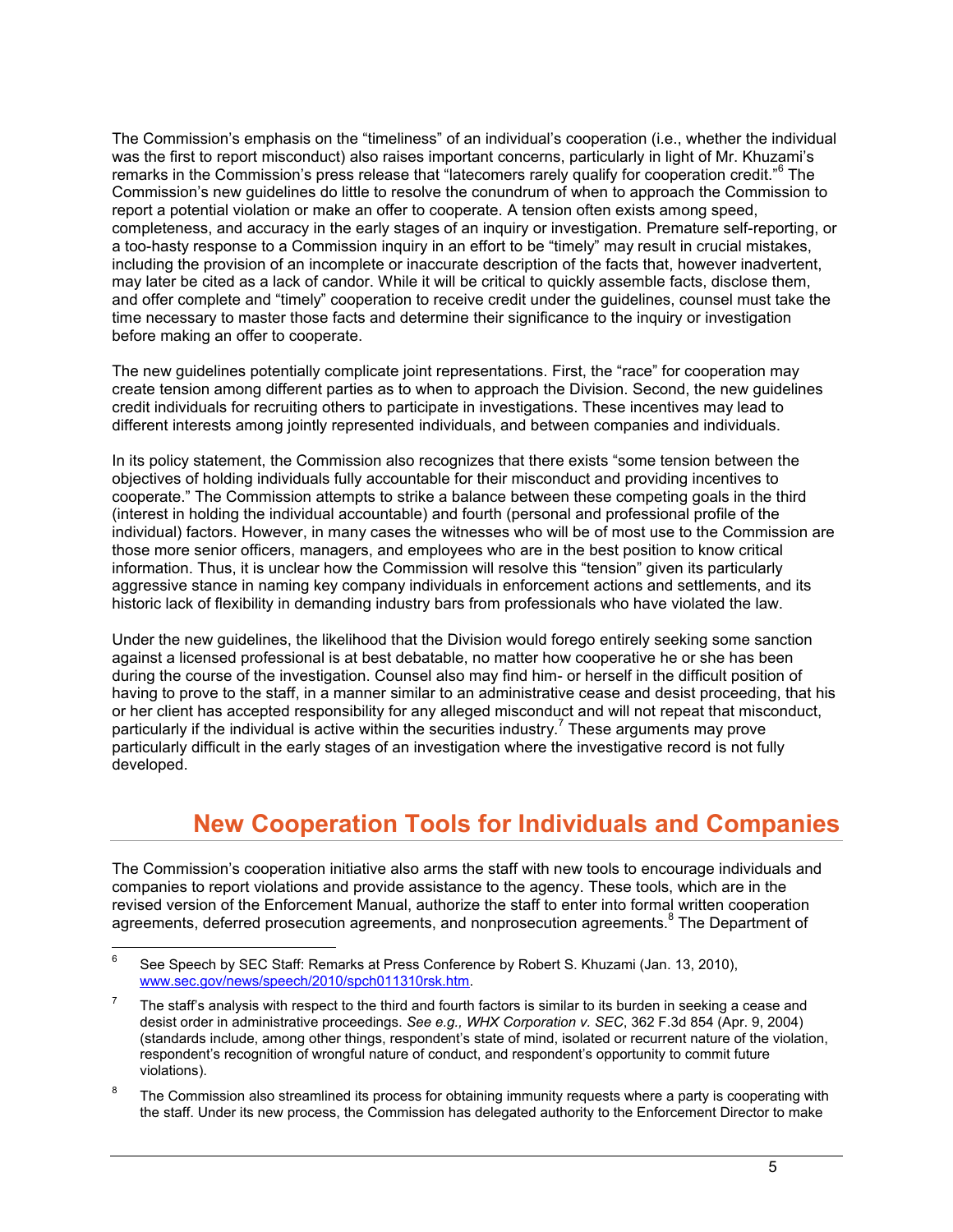The Commission's emphasis on the "timeliness" of an individual's cooperation (i.e., whether the individual was the first to report misconduct) also raises important concerns, particularly in light of Mr. Khuzami's remarks in the Commission's press release that "latecomers rarely qualify for cooperation credit."[6] The Commission's new guidelines do little to resolve the conundrum of when to approach the Commission to report a potential violation or make an offer to cooperate. A tension often exists among speed, completeness, and accuracy in the early stages of an inquiry or investigation. Premature self-reporting, or a too-hasty response to a Commission inquiry in an effort to be "timely" may result in crucial mistakes, including the provision of an incomplete or inaccurate description of the facts that, however inadvertent, may later be cited as a lack of candor. While it will be critical to quickly assemble facts, disclose them, and offer complete and "timely" cooperation to receive credit under the guidelines, counsel must take the time necessary to master those facts and determine their significance to the inquiry or investigation before making an offer to cooperate.

The new guidelines potentially complicate joint representations. First, the "race" for cooperation may create tension among different parties as to when to approach the Division. Second, the new guidelines credit individuals for recruiting others to participate in investigations. These incentives may lead to different interests among jointly represented individuals, and between companies and individuals.

In its policy statement, the Commission also recognizes that there exists "some tension between the objectives of holding individuals fully accountable for their misconduct and providing incentives to cooperate." The Commission attempts to strike a balance between these competing goals in the third (interest in holding the individual accountable) and fourth (personal and professional profile of the individual) factors. However, in many cases the witnesses who will be of most use to the Commission are those more senior officers, managers, and employees who are in the best position to know critical information. Thus, it is unclear how the Commission will resolve this "tension" given its particularly aggressive stance in naming key company individuals in enforcement actions and settlements, and its historic lack of flexibility in demanding industry bars from professionals who have violated the law.

Under the new guidelines, the likelihood that the Division would forego entirely seeking some sanction against a licensed professional is at best debatable, no matter how cooperative he or she has been during the course of the investigation. Counsel also may find him- or herself in the difficult position of having to prove to the staff, in a manner similar to an administrative cease and desist proceeding, that his or her client has accepted responsibility for any alleged misconduct and will not repeat that misconduct, particularly if the individual is active within the securities industry.[7] These arguments may prove particularly difficult in the early stages of an investigation where the investigative record is not fully developed.

## New Cooperation Tools for Individuals and Companies

The Commission's cooperation initiative also arms the staff with new tools to encourage individuals and companies to report violations and provide assistance to the agency. These tools, which are in the revised version of the Enforcement Manual, authorize the staff to enter into formal written cooperation agreements, deferred prosecution agreements, and nonprosecution agreements.[8] The Department of

---

[6] See Speech by SEC Staff: Remarks at Press Conference by Robert S. Khuzami (Jan. 13, 2010), www.sec.gov/news/speech/2010/spch011310rsk.htm.

[7] The staff's analysis with respect to the third and fourth factors is similar to its burden in seeking a cease and desist order in administrative proceedings. *See e.g., WHX Corporation v. SEC*, 362 F.3d 854 (Apr. 9, 2004) (standards include, among other things, respondent's state of mind, isolated or recurrent nature of the violation, respondent's recognition of wrongful nature of conduct, and respondent's opportunity to commit future violations).

[8] The Commission also streamlined its process for obtaining immunity requests where a party is cooperating with the staff. Under its new process, the Commission has delegated authority to the Enforcement Director to make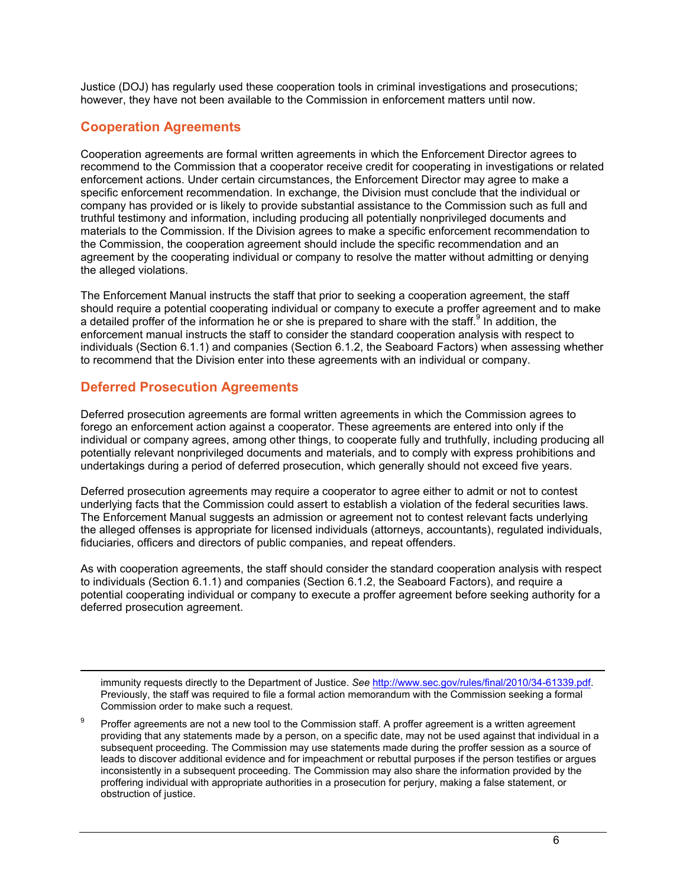Justice (DOJ) has regularly used these cooperation tools in criminal investigations and prosecutions; however, they have not been available to the Commission in enforcement matters until now.

## Cooperation Agreements

Cooperation agreements are formal written agreements in which the Enforcement Director agrees to recommend to the Commission that a cooperator receive credit for cooperating in investigations or related enforcement actions. Under certain circumstances, the Enforcement Director may agree to make a specific enforcement recommendation. In exchange, the Division must conclude that the individual or company has provided or is likely to provide substantial assistance to the Commission such as full and truthful testimony and information, including producing all potentially nonprivileged documents and materials to the Commission. If the Division agrees to make a specific enforcement recommendation to the Commission, the cooperation agreement should include the specific recommendation and an agreement by the cooperating individual or company to resolve the matter without admitting or denying the alleged violations.

The Enforcement Manual instructs the staff that prior to seeking a cooperation agreement, the staff should require a potential cooperating individual or company to execute a proffer agreement and to make a detailed proffer of the information he or she is prepared to share with the staff.[9] In addition, the enforcement manual instructs the staff to consider the standard cooperation analysis with respect to individuals (Section 6.1.1) and companies (Section 6.1.2, the Seaboard Factors) when assessing whether to recommend that the Division enter into these agreements with an individual or company.

## Deferred Prosecution Agreements

Deferred prosecution agreements are formal written agreements in which the Commission agrees to forego an enforcement action against a cooperator. These agreements are entered into only if the individual or company agrees, among other things, to cooperate fully and truthfully, including producing all potentially relevant nonprivileged documents and materials, and to comply with express prohibitions and undertakings during a period of deferred prosecution, which generally should not exceed five years.

Deferred prosecution agreements may require a cooperator to agree either to admit or not to contest underlying facts that the Commission could assert to establish a violation of the federal securities laws. The Enforcement Manual suggests an admission or agreement not to contest relevant facts underlying the alleged offenses is appropriate for licensed individuals (attorneys, accountants), regulated individuals, fiduciaries, officers and directors of public companies, and repeat offenders.

As with cooperation agreements, the staff should consider the standard cooperation analysis with respect to individuals (Section 6.1.1) and companies (Section 6.1.2, the Seaboard Factors), and require a potential cooperating individual or company to execute a proffer agreement before seeking authority for a deferred prosecution agreement.

---

immunity requests directly to the Department of Justice. *See* http://www.sec.gov/rules/final/2010/34-61339.pdf. Previously, the staff was required to file a formal action memorandum with the Commission seeking a formal Commission order to make such a request.

[9] Proffer agreements are not a new tool to the Commission staff. A proffer agreement is a written agreement providing that any statements made by a person, on a specific date, may not be used against that individual in a subsequent proceeding. The Commission may use statements made during the proffer session as a source of leads to discover additional evidence and for impeachment or rebuttal purposes if the person testifies or argues inconsistently in a subsequent proceeding. The Commission may also share the information provided by the proffering individual with appropriate authorities in a prosecution for perjury, making a false statement, or obstruction of justice.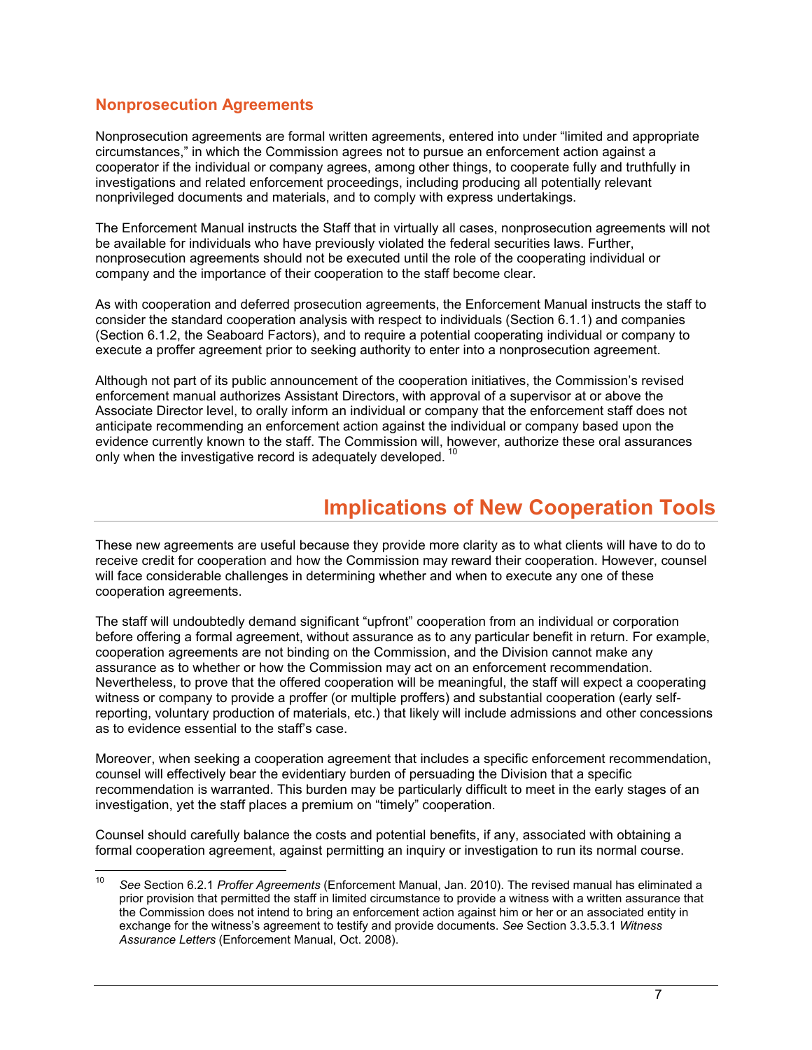## Nonprosecution Agreements

Nonprosecution agreements are formal written agreements, entered into under "limited and appropriate circumstances," in which the Commission agrees not to pursue an enforcement action against a cooperator if the individual or company agrees, among other things, to cooperate fully and truthfully in investigations and related enforcement proceedings, including producing all potentially relevant nonprivileged documents and materials, and to comply with express undertakings.

The Enforcement Manual instructs the Staff that in virtually all cases, nonprosecution agreements will not be available for individuals who have previously violated the federal securities laws. Further, nonprosecution agreements should not be executed until the role of the cooperating individual or company and the importance of their cooperation to the staff become clear.

As with cooperation and deferred prosecution agreements, the Enforcement Manual instructs the staff to consider the standard cooperation analysis with respect to individuals (Section 6.1.1) and companies (Section 6.1.2, the Seaboard Factors), and to require a potential cooperating individual or company to execute a proffer agreement prior to seeking authority to enter into a nonprosecution agreement.

Although not part of its public announcement of the cooperation initiatives, the Commission's revised enforcement manual authorizes Assistant Directors, with approval of a supervisor at or above the Associate Director level, to orally inform an individual or company that the enforcement staff does not anticipate recommending an enforcement action against the individual or company based upon the evidence currently known to the staff. The Commission will, however, authorize these oral assurances only when the investigative record is adequately developed. [10]

# Implications of New Cooperation Tools

These new agreements are useful because they provide more clarity as to what clients will have to do to receive credit for cooperation and how the Commission may reward their cooperation. However, counsel will face considerable challenges in determining whether and when to execute any one of these cooperation agreements.

The staff will undoubtedly demand significant "upfront" cooperation from an individual or corporation before offering a formal agreement, without assurance as to any particular benefit in return. For example, cooperation agreements are not binding on the Commission, and the Division cannot make any assurance as to whether or how the Commission may act on an enforcement recommendation. Nevertheless, to prove that the offered cooperation will be meaningful, the staff will expect a cooperating witness or company to provide a proffer (or multiple proffers) and substantial cooperation (early self-reporting, voluntary production of materials, etc.) that likely will include admissions and other concessions as to evidence essential to the staff's case.

Moreover, when seeking a cooperation agreement that includes a specific enforcement recommendation, counsel will effectively bear the evidentiary burden of persuading the Division that a specific recommendation is warranted. This burden may be particularly difficult to meet in the early stages of an investigation, yet the staff places a premium on "timely" cooperation.

Counsel should carefully balance the costs and potential benefits, if any, associated with obtaining a formal cooperation agreement, against permitting an inquiry or investigation to run its normal course.

---

[10] *See* Section 6.2.1 *Proffer Agreements* (Enforcement Manual, Jan. 2010). The revised manual has eliminated a prior provision that permitted the staff in limited circumstance to provide a witness with a written assurance that the Commission does not intend to bring an enforcement action against him or her or an associated entity in exchange for the witness's agreement to testify and provide documents. *See* Section 3.3.5.3.1 *Witness Assurance Letters* (Enforcement Manual, Oct. 2008).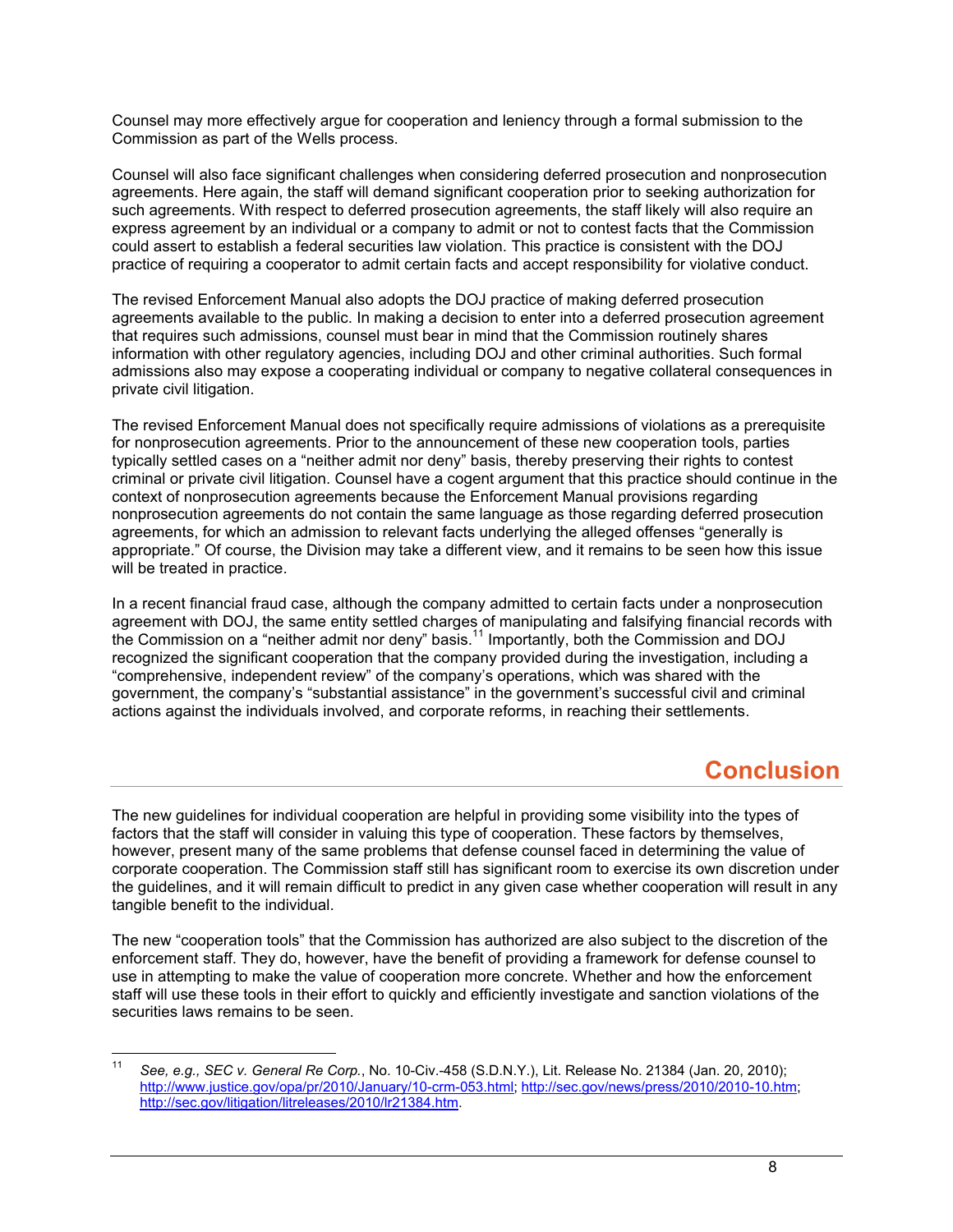Counsel may more effectively argue for cooperation and leniency through a formal submission to the Commission as part of the Wells process.

Counsel will also face significant challenges when considering deferred prosecution and nonprosecution agreements. Here again, the staff will demand significant cooperation prior to seeking authorization for such agreements. With respect to deferred prosecution agreements, the staff likely will also require an express agreement by an individual or a company to admit or not to contest facts that the Commission could assert to establish a federal securities law violation. This practice is consistent with the DOJ practice of requiring a cooperator to admit certain facts and accept responsibility for violative conduct.

The revised Enforcement Manual also adopts the DOJ practice of making deferred prosecution agreements available to the public. In making a decision to enter into a deferred prosecution agreement that requires such admissions, counsel must bear in mind that the Commission routinely shares information with other regulatory agencies, including DOJ and other criminal authorities. Such formal admissions also may expose a cooperating individual or company to negative collateral consequences in private civil litigation.

The revised Enforcement Manual does not specifically require admissions of violations as a prerequisite for nonprosecution agreements. Prior to the announcement of these new cooperation tools, parties typically settled cases on a "neither admit nor deny" basis, thereby preserving their rights to contest criminal or private civil litigation. Counsel have a cogent argument that this practice should continue in the context of nonprosecution agreements because the Enforcement Manual provisions regarding nonprosecution agreements do not contain the same language as those regarding deferred prosecution agreements, for which an admission to relevant facts underlying the alleged offenses "generally is appropriate." Of course, the Division may take a different view, and it remains to be seen how this issue will be treated in practice.

In a recent financial fraud case, although the company admitted to certain facts under a nonprosecution agreement with DOJ, the same entity settled charges of manipulating and falsifying financial records with the Commission on a "neither admit nor deny" basis.[11] Importantly, both the Commission and DOJ recognized the significant cooperation that the company provided during the investigation, including a "comprehensive, independent review" of the company's operations, which was shared with the government, the company's "substantial assistance" in the government's successful civil and criminal actions against the individuals involved, and corporate reforms, in reaching their settlements.

## Conclusion

The new guidelines for individual cooperation are helpful in providing some visibility into the types of factors that the staff will consider in valuing this type of cooperation. These factors by themselves, however, present many of the same problems that defense counsel faced in determining the value of corporate cooperation. The Commission staff still has significant room to exercise its own discretion under the guidelines, and it will remain difficult to predict in any given case whether cooperation will result in any tangible benefit to the individual.

The new "cooperation tools" that the Commission has authorized are also subject to the discretion of the enforcement staff. They do, however, have the benefit of providing a framework for defense counsel to use in attempting to make the value of cooperation more concrete. Whether and how the enforcement staff will use these tools in their effort to quickly and efficiently investigate and sanction violations of the securities laws remains to be seen.

---

[11] *See, e.g., SEC v. General Re Corp.*, No. 10-Civ.-458 (S.D.N.Y.), Lit. Release No. 21384 (Jan. 20, 2010); http://www.justice.gov/opa/pr/2010/January/10-crm-053.html; http://sec.gov/news/press/2010/2010-10.htm; http://sec.gov/litigation/litreleases/2010/lr21384.htm.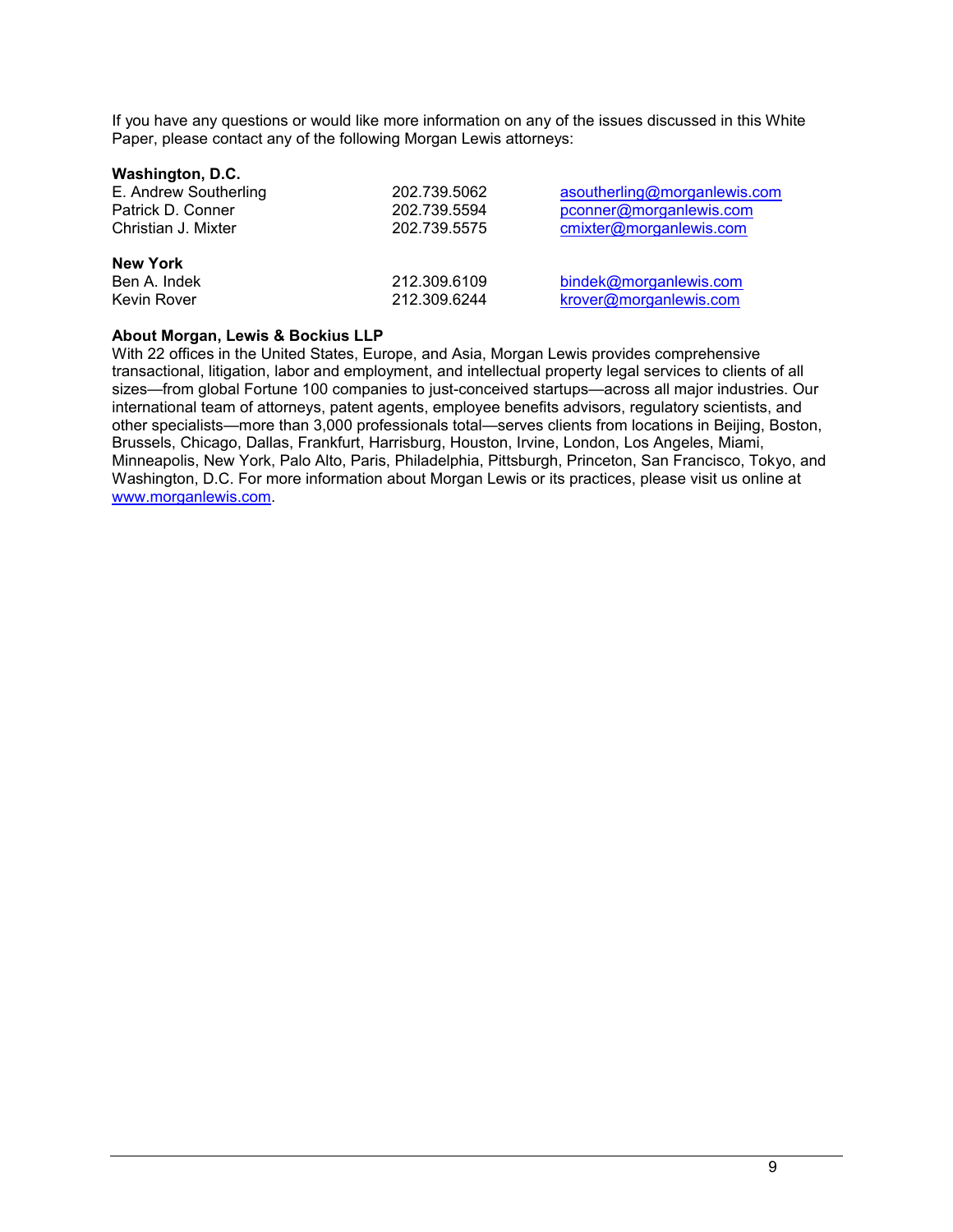If you have any questions or would like more information on any of the issues discussed in this White Paper, please contact any of the following Morgan Lewis attorneys:

| | | |
|---|---|---|
| **Washington, D.C.** | | |
| E. Andrew Southerling | 202.739.5062 | asoutherling@morganlewis.com |
| Patrick D. Conner | 202.739.5594 | pconner@morganlewis.com |
| Christian J. Mixter | 202.739.5575 | cmixter@morganlewis.com |
| **New York** | | |
| Ben A. Indek | 212.309.6109 | bindek@morganlewis.com |
| Kevin Rover | 212.309.6244 | krover@morganlewis.com |

**About Morgan, Lewis & Bockius LLP**

With 22 offices in the United States, Europe, and Asia, Morgan Lewis provides comprehensive transactional, litigation, labor and employment, and intellectual property legal services to clients of all sizes—from global Fortune 100 companies to just-conceived startups—across all major industries. Our international team of attorneys, patent agents, employee benefits advisors, regulatory scientists, and other specialists—more than 3,000 professionals total—serves clients from locations in Beijing, Boston, Brussels, Chicago, Dallas, Frankfurt, Harrisburg, Houston, Irvine, London, Los Angeles, Miami, Minneapolis, New York, Palo Alto, Paris, Philadelphia, Pittsburgh, Princeton, San Francisco, Tokyo, and Washington, D.C. For more information about Morgan Lewis or its practices, please visit us online at www.morganlewis.com.